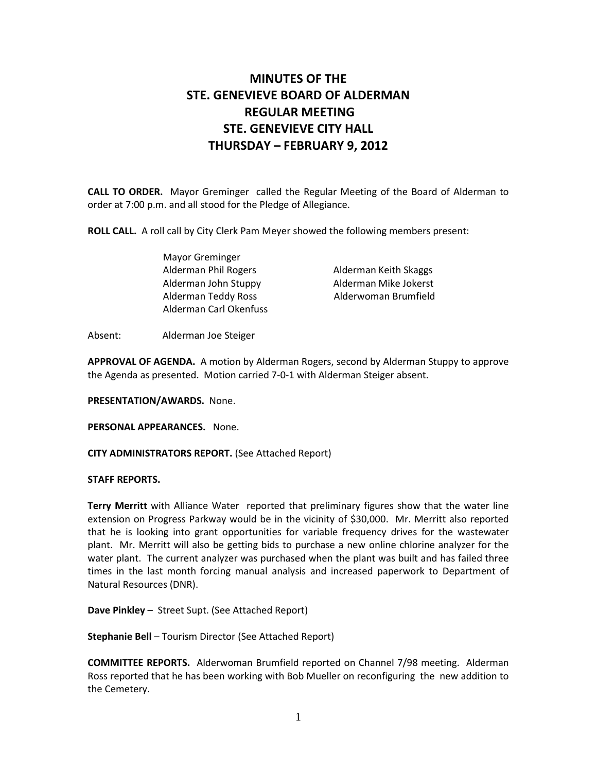# MINUTES OF THE STE. GENEVIEVE BOARD OF ALDERMAN REGULAR MEETING STE. GENEVIEVE CITY HALL THURSDAY – FEBRUARY 9, 2012

**CALL TO ORDER.** Mayor Greminger called the Regular Meeting of the Board of Alderman to order at 7:00 p.m. and all stood for the Pledge of Allegiance.

**ROLL CALL.** A roll call by City Clerk Pam Meyer showed the following members present:

Mayor Greminger
Alderman Phil Rogers
Alderman John Stuppy
Alderman Teddy Ross
Alderman Carl Okenfuss
Alderman Keith Skaggs
Alderman Mike Jokerst
Alderwoman Brumfield

Absent: Alderman Joe Steiger

**APPROVAL OF AGENDA.** A motion by Alderman Rogers, second by Alderman Stuppy to approve the Agenda as presented. Motion carried 7-0-1 with Alderman Steiger absent.

**PRESENTATION/AWARDS.** None.

**PERSONAL APPEARANCES.** None.

**CITY ADMINISTRATORS REPORT.** (See Attached Report)

**STAFF REPORTS.**

**Terry Merritt** with Alliance Water reported that preliminary figures show that the water line extension on Progress Parkway would be in the vicinity of $30,000. Mr. Merritt also reported that he is looking into grant opportunities for variable frequency drives for the wastewater plant. Mr. Merritt will also be getting bids to purchase a new online chlorine analyzer for the water plant. The current analyzer was purchased when the plant was built and has failed three times in the last month forcing manual analysis and increased paperwork to Department of Natural Resources (DNR).

**Dave Pinkley** – Street Supt. (See Attached Report)

**Stephanie Bell** – Tourism Director (See Attached Report)

**COMMITTEE REPORTS.** Alderwoman Brumfield reported on Channel 7/98 meeting. Alderman Ross reported that he has been working with Bob Mueller on reconfiguring the new addition to the Cemetery.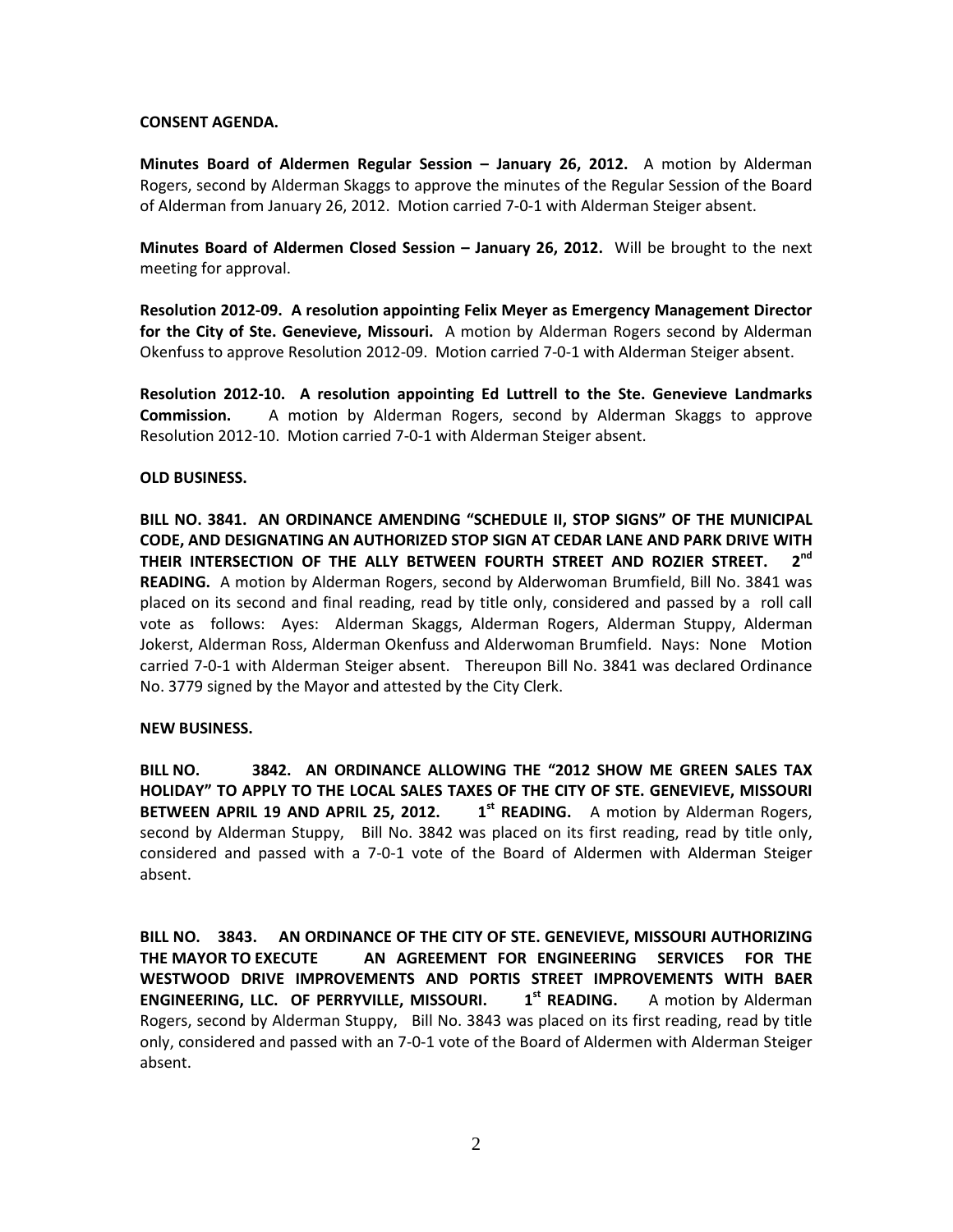**CONSENT AGENDA.**

**Minutes Board of Aldermen Regular Session – January 26, 2012.** A motion by Alderman Rogers, second by Alderman Skaggs to approve the minutes of the Regular Session of the Board of Alderman from January 26, 2012. Motion carried 7-0-1 with Alderman Steiger absent.

**Minutes Board of Aldermen Closed Session – January 26, 2012.** Will be brought to the next meeting for approval.

**Resolution 2012-09. A resolution appointing Felix Meyer as Emergency Management Director for the City of Ste. Genevieve, Missouri.** A motion by Alderman Rogers second by Alderman Okenfuss to approve Resolution 2012-09. Motion carried 7-0-1 with Alderman Steiger absent.

**Resolution 2012-10. A resolution appointing Ed Luttrell to the Ste. Genevieve Landmarks Commission.** A motion by Alderman Rogers, second by Alderman Skaggs to approve Resolution 2012-10. Motion carried 7-0-1 with Alderman Steiger absent.

**OLD BUSINESS.**

**BILL NO. 3841. AN ORDINANCE AMENDING "SCHEDULE II, STOP SIGNS" OF THE MUNICIPAL CODE, AND DESIGNATING AN AUTHORIZED STOP SIGN AT CEDAR LANE AND PARK DRIVE WITH THEIR INTERSECTION OF THE ALLY BETWEEN FOURTH STREET AND ROZIER STREET. 2nd READING.** A motion by Alderman Rogers, second by Alderwoman Brumfield, Bill No. 3841 was placed on its second and final reading, read by title only, considered and passed by a roll call vote as follows: Ayes: Alderman Skaggs, Alderman Rogers, Alderman Stuppy, Alderman Jokerst, Alderman Ross, Alderman Okenfuss and Alderwoman Brumfield. Nays: None Motion carried 7-0-1 with Alderman Steiger absent. Thereupon Bill No. 3841 was declared Ordinance No. 3779 signed by the Mayor and attested by the City Clerk.

**NEW BUSINESS.**

**BILL NO. 3842. AN ORDINANCE ALLOWING THE "2012 SHOW ME GREEN SALES TAX HOLIDAY" TO APPLY TO THE LOCAL SALES TAXES OF THE CITY OF STE. GENEVIEVE, MISSOURI BETWEEN APRIL 19 AND APRIL 25, 2012. 1st READING.** A motion by Alderman Rogers, second by Alderman Stuppy, Bill No. 3842 was placed on its first reading, read by title only, considered and passed with a 7-0-1 vote of the Board of Aldermen with Alderman Steiger absent.

**BILL NO. 3843. AN ORDINANCE OF THE CITY OF STE. GENEVIEVE, MISSOURI AUTHORIZING THE MAYOR TO EXECUTE AN AGREEMENT FOR ENGINEERING SERVICES FOR THE WESTWOOD DRIVE IMPROVEMENTS AND PORTIS STREET IMPROVEMENTS WITH BAER ENGINEERING, LLC. OF PERRYVILLE, MISSOURI. 1st READING.** A motion by Alderman Rogers, second by Alderman Stuppy, Bill No. 3843 was placed on its first reading, read by title only, considered and passed with an 7-0-1 vote of the Board of Aldermen with Alderman Steiger absent.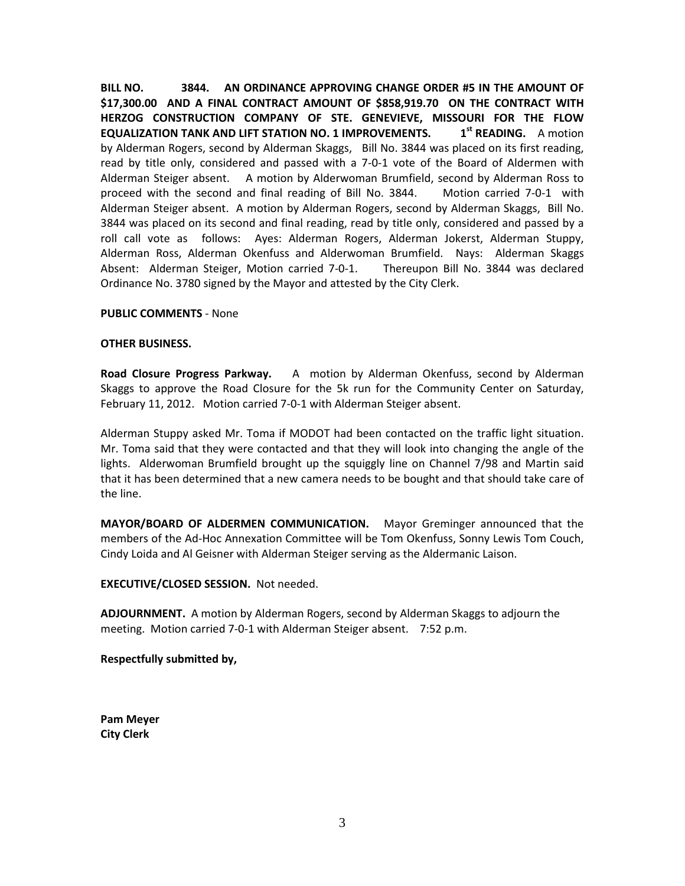**BILL NO. 3844. AN ORDINANCE APPROVING CHANGE ORDER #5 IN THE AMOUNT OF $17,300.00 AND A FINAL CONTRACT AMOUNT OF $858,919.70 ON THE CONTRACT WITH HERZOG CONSTRUCTION COMPANY OF STE. GENEVIEVE, MISSOURI FOR THE FLOW EQUALIZATION TANK AND LIFT STATION NO. 1 IMPROVEMENTS. 1st READING.** A motion by Alderman Rogers, second by Alderman Skaggs, Bill No. 3844 was placed on its first reading, read by title only, considered and passed with a 7-0-1 vote of the Board of Aldermen with Alderman Steiger absent. A motion by Alderwoman Brumfield, second by Alderman Ross to proceed with the second and final reading of Bill No. 3844. Motion carried 7-0-1 with Alderman Steiger absent. A motion by Alderman Rogers, second by Alderman Skaggs, Bill No. 3844 was placed on its second and final reading, read by title only, considered and passed by a roll call vote as follows: Ayes: Alderman Rogers, Alderman Jokerst, Alderman Stuppy, Alderman Ross, Alderman Okenfuss and Alderwoman Brumfield. Nays: Alderman Skaggs Absent: Alderman Steiger, Motion carried 7-0-1. Thereupon Bill No. 3844 was declared Ordinance No. 3780 signed by the Mayor and attested by the City Clerk.

**PUBLIC COMMENTS** - None

**OTHER BUSINESS.**

**Road Closure Progress Parkway.** A motion by Alderman Okenfuss, second by Alderman Skaggs to approve the Road Closure for the 5k run for the Community Center on Saturday, February 11, 2012. Motion carried 7-0-1 with Alderman Steiger absent.

Alderman Stuppy asked Mr. Toma if MODOT had been contacted on the traffic light situation. Mr. Toma said that they were contacted and that they will look into changing the angle of the lights. Alderwoman Brumfield brought up the squiggly line on Channel 7/98 and Martin said that it has been determined that a new camera needs to be bought and that should take care of the line.

**MAYOR/BOARD OF ALDERMEN COMMUNICATION.** Mayor Greminger announced that the members of the Ad-Hoc Annexation Committee will be Tom Okenfuss, Sonny Lewis Tom Couch, Cindy Loida and Al Geisner with Alderman Steiger serving as the Aldermanic Laison.

**EXECUTIVE/CLOSED SESSION.** Not needed.

**ADJOURNMENT.** A motion by Alderman Rogers, second by Alderman Skaggs to adjourn the meeting. Motion carried 7-0-1 with Alderman Steiger absent. 7:52 p.m.

**Respectfully submitted by,**

**Pam Meyer**
**City Clerk**